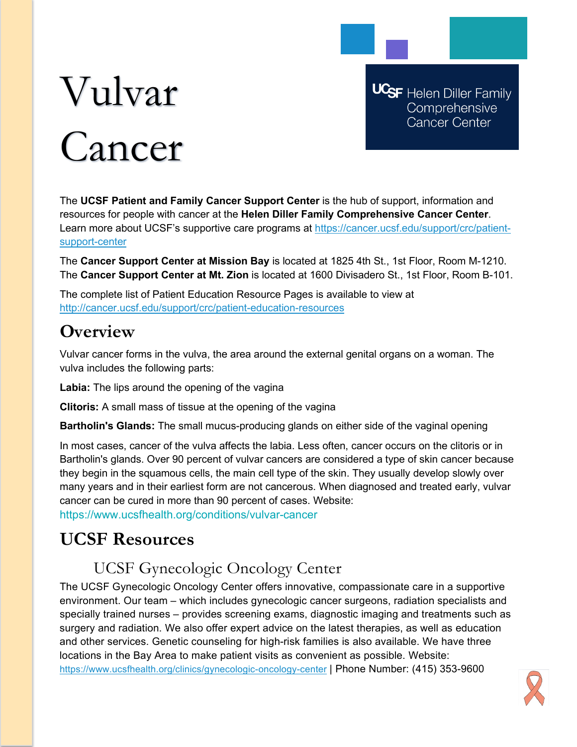# Vulvar Cancer

UCSF Helen Diller Family Comprehensive Cancer Center

The **UCSF Patient and Family Cancer Support Center** is the hub of support, information and resources for people with cancer at the **Helen Diller Family Comprehensive Cancer Center**. Learn more about UCSF's supportive care programs at https://cancer.ucsf.edu/support/crc/patient-support-center

The **Cancer Support Center at Mission Bay** is located at 1825 4th St., 1st Floor, Room M-1210. The **Cancer Support Center at Mt. Zion** is located at 1600 Divisadero St., 1st Floor, Room B-101.

The complete list of Patient Education Resource Pages is available to view at http://cancer.ucsf.edu/support/crc/patient-education-resources

## Overview

Vulvar cancer forms in the vulva, the area around the external genital organs on a woman. The vulva includes the following parts:

**Labia:** The lips around the opening of the vagina

**Clitoris:** A small mass of tissue at the opening of the vagina

**Bartholin's Glands:** The small mucus-producing glands on either side of the vaginal opening

In most cases, cancer of the vulva affects the labia. Less often, cancer occurs on the clitoris or in Bartholin's glands. Over 90 percent of vulvar cancers are considered a type of skin cancer because they begin in the squamous cells, the main cell type of the skin. They usually develop slowly over many years and in their earliest form are not cancerous. When diagnosed and treated early, vulvar cancer can be cured in more than 90 percent of cases. Website: https://www.ucsfhealth.org/conditions/vulvar-cancer

## UCSF Resources

### UCSF Gynecologic Oncology Center

The UCSF Gynecologic Oncology Center offers innovative, compassionate care in a supportive environment. Our team – which includes gynecologic cancer surgeons, radiation specialists and specially trained nurses – provides screening exams, diagnostic imaging and treatments such as surgery and radiation. We also offer expert advice on the latest therapies, as well as education and other services. Genetic counseling for high-risk families is also available. We have three locations in the Bay Area to make patient visits as convenient as possible. Website: https://www.ucsfhealth.org/clinics/gynecologic-oncology-center | Phone Number: (415) 353-9600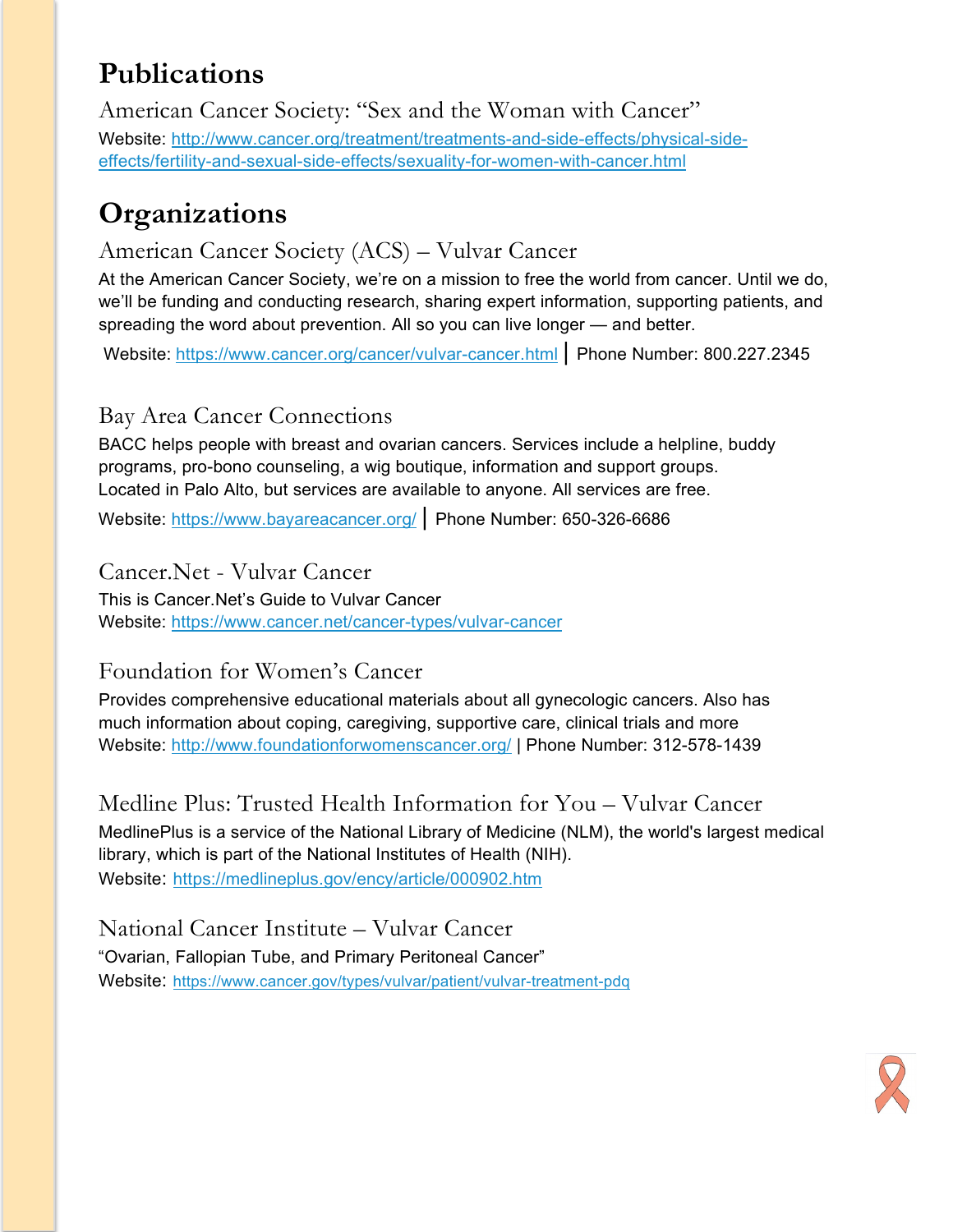# Publications

### American Cancer Society: "Sex and the Woman with Cancer"

Website: http://www.cancer.org/treatment/treatments-and-side-effects/physical-side-effects/fertility-and-sexual-side-effects/sexuality-for-women-with-cancer.html

# Organizations

### American Cancer Society (ACS) – Vulvar Cancer

At the American Cancer Society, we're on a mission to free the world from cancer. Until we do, we'll be funding and conducting research, sharing expert information, supporting patients, and spreading the word about prevention. All so you can live longer — and better.

Website: https://www.cancer.org/cancer/vulvar-cancer.html | Phone Number: 800.227.2345

### Bay Area Cancer Connections

BACC helps people with breast and ovarian cancers. Services include a helpline, buddy programs, pro-bono counseling, a wig boutique, information and support groups. Located in Palo Alto, but services are available to anyone. All services are free.

Website: https://www.bayareacancer.org/ | Phone Number: 650-326-6686

### Cancer.Net - Vulvar Cancer

This is Cancer.Net's Guide to Vulvar Cancer
Website: https://www.cancer.net/cancer-types/vulvar-cancer

### Foundation for Women's Cancer

Provides comprehensive educational materials about all gynecologic cancers. Also has much information about coping, caregiving, supportive care, clinical trials and more
Website: http://www.foundationforwomenscancer.org/ | Phone Number: 312-578-1439

### Medline Plus: Trusted Health Information for You – Vulvar Cancer

MedlinePlus is a service of the National Library of Medicine (NLM), the world's largest medical library, which is part of the National Institutes of Health (NIH).
Website: https://medlineplus.gov/ency/article/000902.htm

### National Cancer Institute – Vulvar Cancer

"Ovarian, Fallopian Tube, and Primary Peritoneal Cancer"
Website: https://www.cancer.gov/types/vulvar/patient/vulvar-treatment-pdq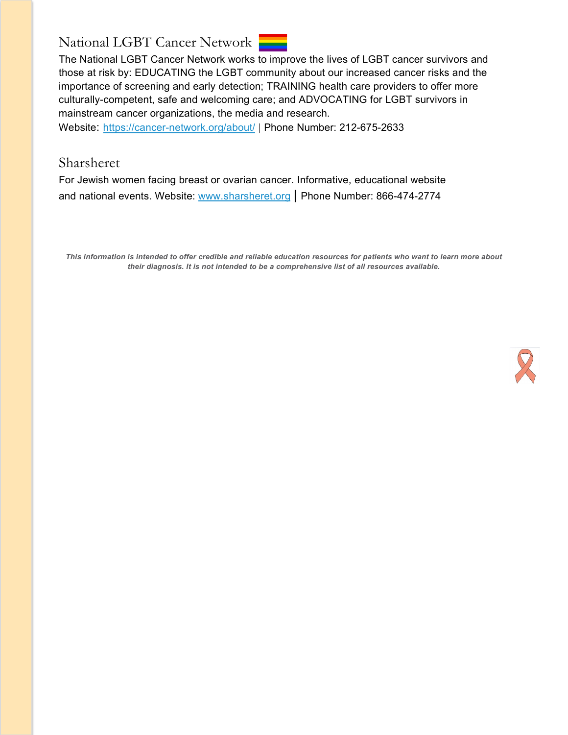## National LGBT Cancer Network

The National LGBT Cancer Network works to improve the lives of LGBT cancer survivors and those at risk by: EDUCATING the LGBT community about our increased cancer risks and the importance of screening and early detection; TRAINING health care providers to offer more culturally-competent, safe and welcoming care; and ADVOCATING for LGBT survivors in mainstream cancer organizations, the media and research.
Website: https://cancer-network.org/about/ | Phone Number: 212-675-2633

## Sharsheret

For Jewish women facing breast or ovarian cancer. Informative, educational website and national events. Website: www.sharsheret.org | Phone Number: 866-474-2774

***This information is intended to offer credible and reliable education resources for patients who want to learn more about their diagnosis. It is not intended to be a comprehensive list of all resources available.***